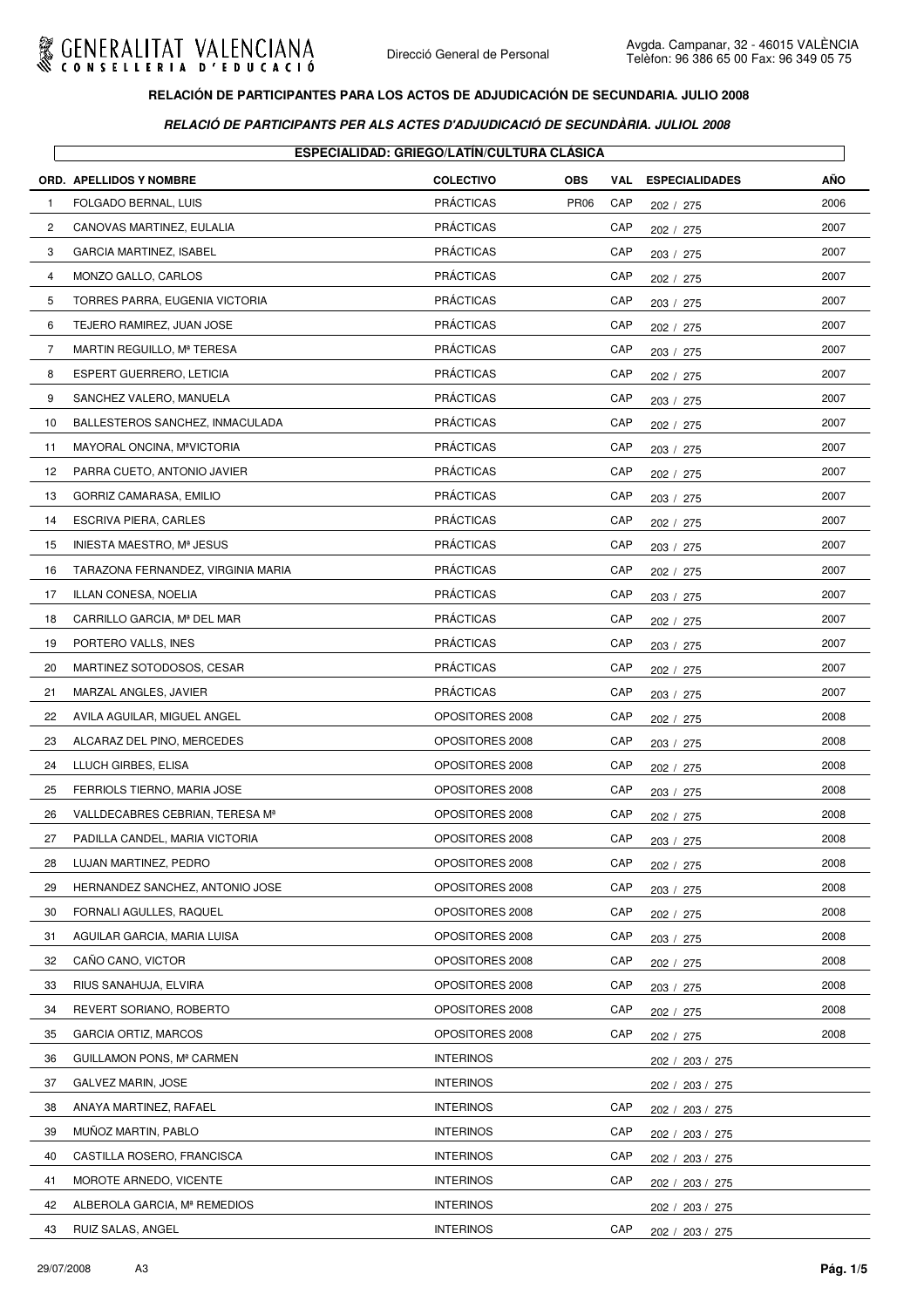GENERALITAT VALENCIANA
CONSELLERIA D'EDUCACIÓ

Direcció General de Personal

Avgda. Campanar, 32 - 46015 VALÈNCIA
Telèfon: 96 386 65 00 Fax: 96 349 05 75

## RELACIÓN DE PARTICIPANTES PARA LOS ACTOS DE ADJUDICACIÓN DE SECUNDARIA. JULIO 2008

### *RELACIÓ DE PARTICIPANTS PER ALS ACTES D'ADJUDICACIÓ DE SECUNDÀRIA. JULIOL 2008*

**ESPECIALIDAD: GRIEGO/LATÍN/CULTURA CLÁSICA**

| ORD. | APELLIDOS Y NOMBRE | COLECTIVO | OBS | VAL | ESPECIALIDADES | AÑO |
|---|---|---|---|---|---|---|
| 1 | FOLGADO BERNAL, LUIS | PRÁCTICAS | PR06 | CAP | 202 / 275 | 2006 |
| 2 | CANOVAS MARTINEZ, EULALIA | PRÁCTICAS | | CAP | 202 / 275 | 2007 |
| 3 | GARCIA MARTINEZ, ISABEL | PRÁCTICAS | | CAP | 203 / 275 | 2007 |
| 4 | MONZO GALLO, CARLOS | PRÁCTICAS | | CAP | 202 / 275 | 2007 |
| 5 | TORRES PARRA, EUGENIA VICTORIA | PRÁCTICAS | | CAP | 203 / 275 | 2007 |
| 6 | TEJERO RAMIREZ, JUAN JOSE | PRÁCTICAS | | CAP | 202 / 275 | 2007 |
| 7 | MARTIN REGUILLO, Mª TERESA | PRÁCTICAS | | CAP | 203 / 275 | 2007 |
| 8 | ESPERT GUERRERO, LETICIA | PRÁCTICAS | | CAP | 202 / 275 | 2007 |
| 9 | SANCHEZ VALERO, MANUELA | PRÁCTICAS | | CAP | 203 / 275 | 2007 |
| 10 | BALLESTEROS SANCHEZ, INMACULADA | PRÁCTICAS | | CAP | 202 / 275 | 2007 |
| 11 | MAYORAL ONCINA, MªVICTORIA | PRÁCTICAS | | CAP | 203 / 275 | 2007 |
| 12 | PARRA CUETO, ANTONIO JAVIER | PRÁCTICAS | | CAP | 202 / 275 | 2007 |
| 13 | GORRIZ CAMARASA, EMILIO | PRÁCTICAS | | CAP | 203 / 275 | 2007 |
| 14 | ESCRIVA PIERA, CARLES | PRÁCTICAS | | CAP | 202 / 275 | 2007 |
| 15 | INIESTA MAESTRO, Mª JESUS | PRÁCTICAS | | CAP | 203 / 275 | 2007 |
| 16 | TARAZONA FERNANDEZ, VIRGINIA MARIA | PRÁCTICAS | | CAP | 202 / 275 | 2007 |
| 17 | ILLAN CONESA, NOELIA | PRÁCTICAS | | CAP | 203 / 275 | 2007 |
| 18 | CARRILLO GARCIA, Mª DEL MAR | PRÁCTICAS | | CAP | 202 / 275 | 2007 |
| 19 | PORTERO VALLS, INES | PRÁCTICAS | | CAP | 203 / 275 | 2007 |
| 20 | MARTINEZ SOTODOSOS, CESAR | PRÁCTICAS | | CAP | 202 / 275 | 2007 |
| 21 | MARZAL ANGLES, JAVIER | PRÁCTICAS | | CAP | 203 / 275 | 2007 |
| 22 | AVILA AGUILAR, MIGUEL ANGEL | OPOSITORES 2008 | | CAP | 202 / 275 | 2008 |
| 23 | ALCARAZ DEL PINO, MERCEDES | OPOSITORES 2008 | | CAP | 203 / 275 | 2008 |
| 24 | LLUCH GIRBES, ELISA | OPOSITORES 2008 | | CAP | 202 / 275 | 2008 |
| 25 | FERRIOLS TIERNO, MARIA JOSE | OPOSITORES 2008 | | CAP | 203 / 275 | 2008 |
| 26 | VALLDECABRES CEBRIAN, TERESA Mª | OPOSITORES 2008 | | CAP | 202 / 275 | 2008 |
| 27 | PADILLA CANDEL, MARIA VICTORIA | OPOSITORES 2008 | | CAP | 203 / 275 | 2008 |
| 28 | LUJAN MARTINEZ, PEDRO | OPOSITORES 2008 | | CAP | 202 / 275 | 2008 |
| 29 | HERNANDEZ SANCHEZ, ANTONIO JOSE | OPOSITORES 2008 | | CAP | 203 / 275 | 2008 |
| 30 | FORNALI AGULLES, RAQUEL | OPOSITORES 2008 | | CAP | 202 / 275 | 2008 |
| 31 | AGUILAR GARCIA, MARIA LUISA | OPOSITORES 2008 | | CAP | 203 / 275 | 2008 |
| 32 | CAÑO CANO, VICTOR | OPOSITORES 2008 | | CAP | 202 / 275 | 2008 |
| 33 | RIUS SANAHUJA, ELVIRA | OPOSITORES 2008 | | CAP | 203 / 275 | 2008 |
| 34 | REVERT SORIANO, ROBERTO | OPOSITORES 2008 | | CAP | 202 / 275 | 2008 |
| 35 | GARCIA ORTIZ, MARCOS | OPOSITORES 2008 | | CAP | 202 / 275 | 2008 |
| 36 | GUILLAMON PONS, Mª CARMEN | INTERINOS | | | 202 / 203 / 275 | |
| 37 | GALVEZ MARIN, JOSE | INTERINOS | | | 202 / 203 / 275 | |
| 38 | ANAYA MARTINEZ, RAFAEL | INTERINOS | | CAP | 202 / 203 / 275 | |
| 39 | MUÑOZ MARTIN, PABLO | INTERINOS | | CAP | 202 / 203 / 275 | |
| 40 | CASTILLA ROSERO, FRANCISCA | INTERINOS | | CAP | 202 / 203 / 275 | |
| 41 | MOROTE ARNEDO, VICENTE | INTERINOS | | CAP | 202 / 203 / 275 | |
| 42 | ALBEROLA GARCIA, Mª REMEDIOS | INTERINOS | | | 202 / 203 / 275 | |
| 43 | RUIZ SALAS, ANGEL | INTERINOS | | CAP | 202 / 203 / 275 | |

29/07/2008 A3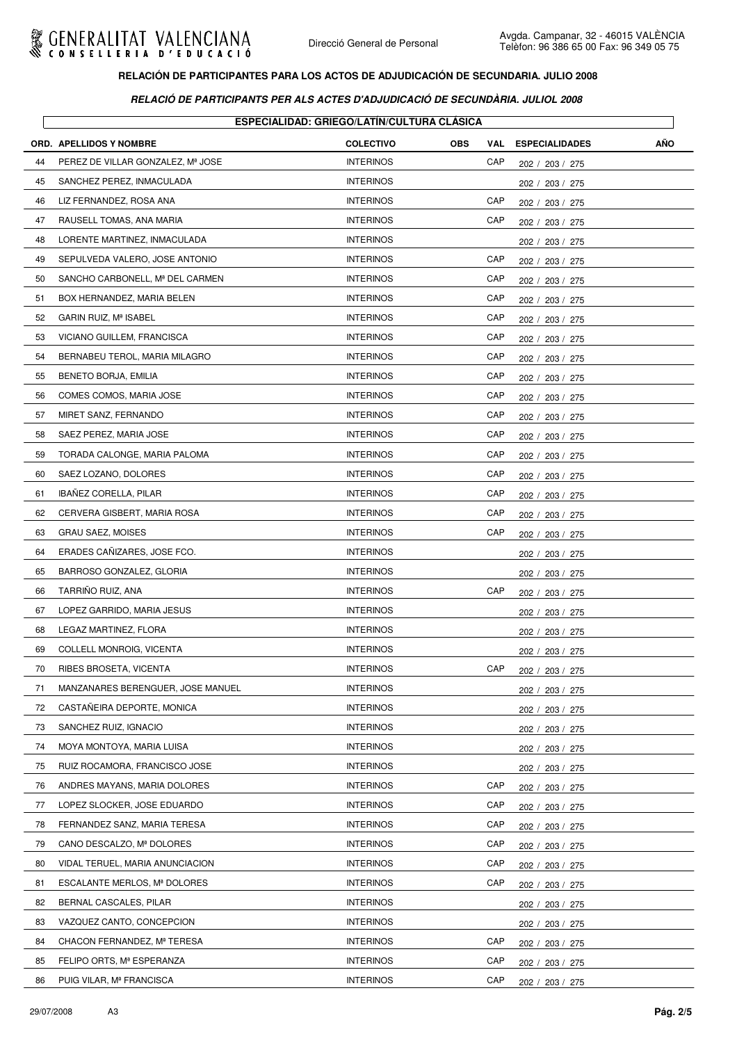**RELACIÓN DE PARTICIPANTES PARA LOS ACTOS DE ADJUDICACIÓN DE SECUNDARIA. JULIO 2008**

***RELACIÓ DE PARTICIPANTS PER ALS ACTES D'ADJUDICACIÓ DE SECUNDÀRIA. JULIOL 2008***

**ESPECIALIDAD: GRIEGO/LATÍN/CULTURA CLÁSICA**

| ORD. | APELLIDOS Y NOMBRE | COLECTIVO | OBS | VAL | ESPECIALIDADES | AÑO |
|---|---|---|---|---|---|---|
| 44 | PEREZ DE VILLAR GONZALEZ, Mª JOSE | INTERINOS | | CAP | 202 / 203 / 275 | |
| 45 | SANCHEZ PEREZ, INMACULADA | INTERINOS | | | 202 / 203 / 275 | |
| 46 | LIZ FERNANDEZ, ROSA ANA | INTERINOS | | CAP | 202 / 203 / 275 | |
| 47 | RAUSELL TOMAS, ANA MARIA | INTERINOS | | CAP | 202 / 203 / 275 | |
| 48 | LORENTE MARTINEZ, INMACULADA | INTERINOS | | | 202 / 203 / 275 | |
| 49 | SEPULVEDA VALERO, JOSE ANTONIO | INTERINOS | | CAP | 202 / 203 / 275 | |
| 50 | SANCHO CARBONELL, Mª DEL CARMEN | INTERINOS | | CAP | 202 / 203 / 275 | |
| 51 | BOX HERNANDEZ, MARIA BELEN | INTERINOS | | CAP | 202 / 203 / 275 | |
| 52 | GARIN RUIZ, Mª ISABEL | INTERINOS | | CAP | 202 / 203 / 275 | |
| 53 | VICIANO GUILLEM, FRANCISCA | INTERINOS | | CAP | 202 / 203 / 275 | |
| 54 | BERNABEU TEROL, MARIA MILAGRO | INTERINOS | | CAP | 202 / 203 / 275 | |
| 55 | BENETO BORJA, EMILIA | INTERINOS | | CAP | 202 / 203 / 275 | |
| 56 | COMES COMOS, MARIA JOSE | INTERINOS | | CAP | 202 / 203 / 275 | |
| 57 | MIRET SANZ, FERNANDO | INTERINOS | | CAP | 202 / 203 / 275 | |
| 58 | SAEZ PEREZ, MARIA JOSE | INTERINOS | | CAP | 202 / 203 / 275 | |
| 59 | TORADA CALONGE, MARIA PALOMA | INTERINOS | | CAP | 202 / 203 / 275 | |
| 60 | SAEZ LOZANO, DOLORES | INTERINOS | | CAP | 202 / 203 / 275 | |
| 61 | IBAÑEZ CORELLA, PILAR | INTERINOS | | CAP | 202 / 203 / 275 | |
| 62 | CERVERA GISBERT, MARIA ROSA | INTERINOS | | CAP | 202 / 203 / 275 | |
| 63 | GRAU SAEZ, MOISES | INTERINOS | | CAP | 202 / 203 / 275 | |
| 64 | ERADES CAÑIZARES, JOSE FCO. | INTERINOS | | | 202 / 203 / 275 | |
| 65 | BARROSO GONZALEZ, GLORIA | INTERINOS | | | 202 / 203 / 275 | |
| 66 | TARRIÑO RUIZ, ANA | INTERINOS | | CAP | 202 / 203 / 275 | |
| 67 | LOPEZ GARRIDO, MARIA JESUS | INTERINOS | | | 202 / 203 / 275 | |
| 68 | LEGAZ MARTINEZ, FLORA | INTERINOS | | | 202 / 203 / 275 | |
| 69 | COLLELL MONROIG, VICENTA | INTERINOS | | | 202 / 203 / 275 | |
| 70 | RIBES BROSETA, VICENTA | INTERINOS | | CAP | 202 / 203 / 275 | |
| 71 | MANZANARES BERENGUER, JOSE MANUEL | INTERINOS | | | 202 / 203 / 275 | |
| 72 | CASTAÑEIRA DEPORTE, MONICA | INTERINOS | | | 202 / 203 / 275 | |
| 73 | SANCHEZ RUIZ, IGNACIO | INTERINOS | | | 202 / 203 / 275 | |
| 74 | MOYA MONTOYA, MARIA LUISA | INTERINOS | | | 202 / 203 / 275 | |
| 75 | RUIZ ROCAMORA, FRANCISCO JOSE | INTERINOS | | | 202 / 203 / 275 | |
| 76 | ANDRES MAYANS, MARIA DOLORES | INTERINOS | | CAP | 202 / 203 / 275 | |
| 77 | LOPEZ SLOCKER, JOSE EDUARDO | INTERINOS | | CAP | 202 / 203 / 275 | |
| 78 | FERNANDEZ SANZ, MARIA TERESA | INTERINOS | | CAP | 202 / 203 / 275 | |
| 79 | CANO DESCALZO, Mª DOLORES | INTERINOS | | CAP | 202 / 203 / 275 | |
| 80 | VIDAL TERUEL, MARIA ANUNCIACION | INTERINOS | | CAP | 202 / 203 / 275 | |
| 81 | ESCALANTE MERLOS, Mª DOLORES | INTERINOS | | CAP | 202 / 203 / 275 | |
| 82 | BERNAL CASCALES, PILAR | INTERINOS | | | 202 / 203 / 275 | |
| 83 | VAZQUEZ CANTO, CONCEPCION | INTERINOS | | | 202 / 203 / 275 | |
| 84 | CHACON FERNANDEZ, Mª TERESA | INTERINOS | | CAP | 202 / 203 / 275 | |
| 85 | FELIPO ORTS, Mª ESPERANZA | INTERINOS | | CAP | 202 / 203 / 275 | |
| 86 | PUIG VILAR, Mª FRANCISCA | INTERINOS | | CAP | 202 / 203 / 275 | |

29/07/2008 A3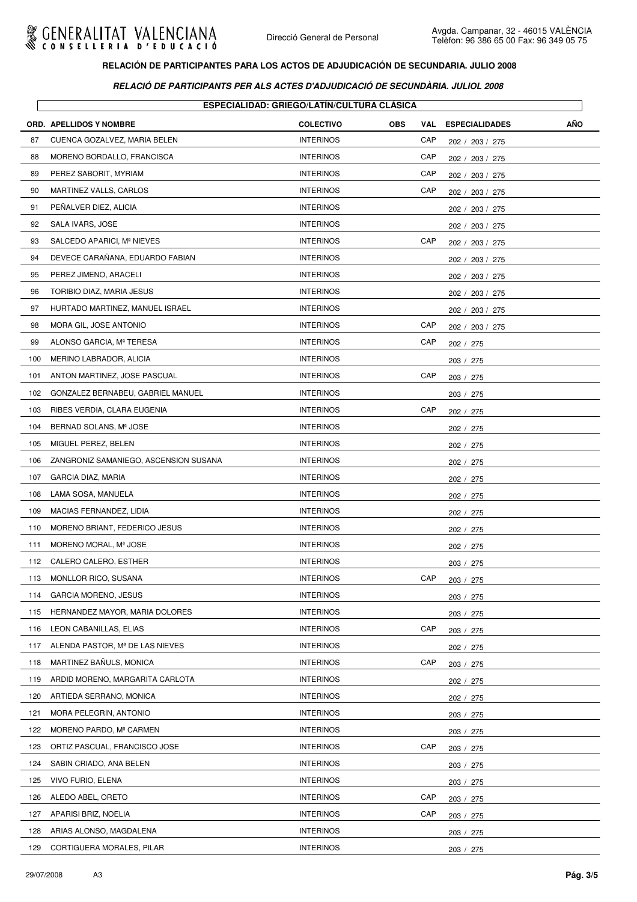**RELACIÓN DE PARTICIPANTES PARA LOS ACTOS DE ADJUDICACIÓN DE SECUNDARIA. JULIO 2008**

***RELACIÓ DE PARTICIPANTS PER ALS ACTES D'ADJUDICACIÓ DE SECUNDÀRIA. JULIOL 2008***

**ESPECIALIDAD: GRIEGO/LATÍN/CULTURA CLÁSICA**

| ORD. | APELLIDOS Y NOMBRE | COLECTIVO | OBS | VAL | ESPECIALIDADES | AÑO |
|---|---|---|---|---|---|---|
| 87 | CUENCA GOZALVEZ, MARIA BELEN | INTERINOS | | CAP | 202 / 203 / 275 | |
| 88 | MORENO BORDALLO, FRANCISCA | INTERINOS | | CAP | 202 / 203 / 275 | |
| 89 | PEREZ SABORIT, MYRIAM | INTERINOS | | CAP | 202 / 203 / 275 | |
| 90 | MARTINEZ VALLS, CARLOS | INTERINOS | | CAP | 202 / 203 / 275 | |
| 91 | PEÑALVER DIEZ, ALICIA | INTERINOS | | | 202 / 203 / 275 | |
| 92 | SALA IVARS, JOSE | INTERINOS | | | 202 / 203 / 275 | |
| 93 | SALCEDO APARICI, Mª NIEVES | INTERINOS | | CAP | 202 / 203 / 275 | |
| 94 | DEVECE CARAÑANA, EDUARDO FABIAN | INTERINOS | | | 202 / 203 / 275 | |
| 95 | PEREZ JIMENO, ARACELI | INTERINOS | | | 202 / 203 / 275 | |
| 96 | TORIBIO DIAZ, MARIA JESUS | INTERINOS | | | 202 / 203 / 275 | |
| 97 | HURTADO MARTINEZ, MANUEL ISRAEL | INTERINOS | | | 202 / 203 / 275 | |
| 98 | MORA GIL, JOSE ANTONIO | INTERINOS | | CAP | 202 / 203 / 275 | |
| 99 | ALONSO GARCIA, Mª TERESA | INTERINOS | | CAP | 202 / 275 | |
| 100 | MERINO LABRADOR, ALICIA | INTERINOS | | | 203 / 275 | |
| 101 | ANTON MARTINEZ, JOSE PASCUAL | INTERINOS | | CAP | 203 / 275 | |
| 102 | GONZALEZ BERNABEU, GABRIEL MANUEL | INTERINOS | | | 203 / 275 | |
| 103 | RIBES VERDIA, CLARA EUGENIA | INTERINOS | | CAP | 202 / 275 | |
| 104 | BERNAD SOLANS, Mª JOSE | INTERINOS | | | 202 / 275 | |
| 105 | MIGUEL PEREZ, BELEN | INTERINOS | | | 202 / 275 | |
| 106 | ZANGRONIZ SAMANIEGO, ASCENSION SUSANA | INTERINOS | | | 202 / 275 | |
| 107 | GARCIA DIAZ, MARIA | INTERINOS | | | 202 / 275 | |
| 108 | LAMA SOSA, MANUELA | INTERINOS | | | 202 / 275 | |
| 109 | MACIAS FERNANDEZ, LIDIA | INTERINOS | | | 202 / 275 | |
| 110 | MORENO BRIANT, FEDERICO JESUS | INTERINOS | | | 202 / 275 | |
| 111 | MORENO MORAL, Mª JOSE | INTERINOS | | | 202 / 275 | |
| 112 | CALERO CALERO, ESTHER | INTERINOS | | | 203 / 275 | |
| 113 | MONLLOR RICO, SUSANA | INTERINOS | | CAP | 203 / 275 | |
| 114 | GARCIA MORENO, JESUS | INTERINOS | | | 203 / 275 | |
| 115 | HERNANDEZ MAYOR, MARIA DOLORES | INTERINOS | | | 203 / 275 | |
| 116 | LEON CABANILLAS, ELIAS | INTERINOS | | CAP | 203 / 275 | |
| 117 | ALENDA PASTOR, Mª DE LAS NIEVES | INTERINOS | | | 202 / 275 | |
| 118 | MARTINEZ BAÑULS, MONICA | INTERINOS | | CAP | 203 / 275 | |
| 119 | ARDID MORENO, MARGARITA CARLOTA | INTERINOS | | | 202 / 275 | |
| 120 | ARTIEDA SERRANO, MONICA | INTERINOS | | | 202 / 275 | |
| 121 | MORA PELEGRIN, ANTONIO | INTERINOS | | | 203 / 275 | |
| 122 | MORENO PARDO, Mª CARMEN | INTERINOS | | | 203 / 275 | |
| 123 | ORTIZ PASCUAL, FRANCISCO JOSE | INTERINOS | | CAP | 203 / 275 | |
| 124 | SABIN CRIADO, ANA BELEN | INTERINOS | | | 203 / 275 | |
| 125 | VIVO FURIO, ELENA | INTERINOS | | | 203 / 275 | |
| 126 | ALEDO ABEL, ORETO | INTERINOS | | CAP | 203 / 275 | |
| 127 | APARISI BRIZ, NOELIA | INTERINOS | | CAP | 203 / 275 | |
| 128 | ARIAS ALONSO, MAGDALENA | INTERINOS | | | 203 / 275 | |
| 129 | CORTIGUERA MORALES, PILAR | INTERINOS | | | 203 / 275 | |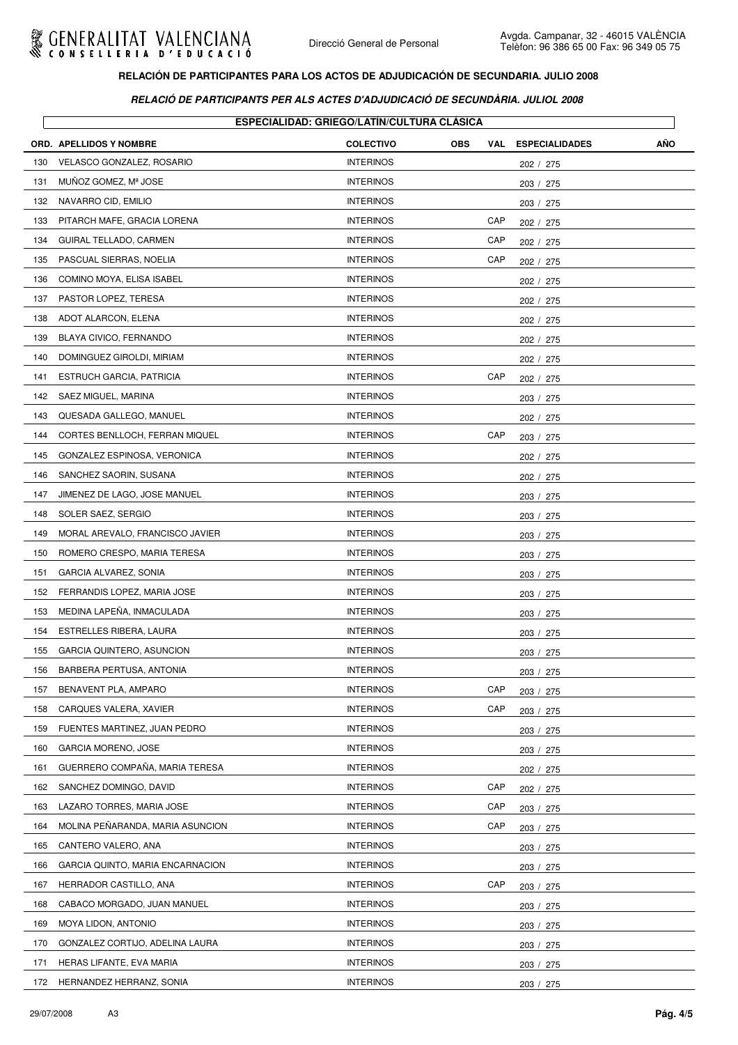**RELACIÓN DE PARTICIPANTES PARA LOS ACTOS DE ADJUDICACIÓN DE SECUNDARIA. JULIO 2008**

***RELACIÓ DE PARTICIPANTS PER ALS ACTES D'ADJUDICACIÓ DE SECUNDÀRIA. JULIOL 2008***

**ESPECIALIDAD: GRIEGO/LATÍN/CULTURA CLÁSICA**

| ORD. | APELLIDOS Y NOMBRE | COLECTIVO | OBS | VAL | ESPECIALIDADES | AÑO |
|---|---|---|---|---|---|---|
| 130 | VELASCO GONZALEZ, ROSARIO | INTERINOS | | | 202 / 275 | |
| 131 | MUÑOZ GOMEZ, Mª JOSE | INTERINOS | | | 203 / 275 | |
| 132 | NAVARRO CID, EMILIO | INTERINOS | | | 203 / 275 | |
| 133 | PITARCH MAFE, GRACIA LORENA | INTERINOS | | CAP | 202 / 275 | |
| 134 | GUIRAL TELLADO, CARMEN | INTERINOS | | CAP | 202 / 275 | |
| 135 | PASCUAL SIERRAS, NOELIA | INTERINOS | | CAP | 202 / 275 | |
| 136 | COMINO MOYA, ELISA ISABEL | INTERINOS | | | 202 / 275 | |
| 137 | PASTOR LOPEZ, TERESA | INTERINOS | | | 202 / 275 | |
| 138 | ADOT ALARCON, ELENA | INTERINOS | | | 202 / 275 | |
| 139 | BLAYA CIVICO, FERNANDO | INTERINOS | | | 202 / 275 | |
| 140 | DOMINGUEZ GIROLDI, MIRIAM | INTERINOS | | | 202 / 275 | |
| 141 | ESTRUCH GARCIA, PATRICIA | INTERINOS | | CAP | 202 / 275 | |
| 142 | SAEZ MIGUEL, MARINA | INTERINOS | | | 203 / 275 | |
| 143 | QUESADA GALLEGO, MANUEL | INTERINOS | | | 202 / 275 | |
| 144 | CORTES BENLLOCH, FERRAN MIQUEL | INTERINOS | | CAP | 203 / 275 | |
| 145 | GONZALEZ ESPINOSA, VERONICA | INTERINOS | | | 202 / 275 | |
| 146 | SANCHEZ SAORIN, SUSANA | INTERINOS | | | 202 / 275 | |
| 147 | JIMENEZ DE LAGO, JOSE MANUEL | INTERINOS | | | 203 / 275 | |
| 148 | SOLER SAEZ, SERGIO | INTERINOS | | | 203 / 275 | |
| 149 | MORAL AREVALO, FRANCISCO JAVIER | INTERINOS | | | 203 / 275 | |
| 150 | ROMERO CRESPO, MARIA TERESA | INTERINOS | | | 203 / 275 | |
| 151 | GARCIA ALVAREZ, SONIA | INTERINOS | | | 203 / 275 | |
| 152 | FERRANDIS LOPEZ, MARIA JOSE | INTERINOS | | | 203 / 275 | |
| 153 | MEDINA LAPEÑA, INMACULADA | INTERINOS | | | 203 / 275 | |
| 154 | ESTRELLES RIBERA, LAURA | INTERINOS | | | 203 / 275 | |
| 155 | GARCIA QUINTERO, ASUNCION | INTERINOS | | | 203 / 275 | |
| 156 | BARBERA PERTUSA, ANTONIA | INTERINOS | | | 203 / 275 | |
| 157 | BENAVENT PLA, AMPARO | INTERINOS | | CAP | 203 / 275 | |
| 158 | CARQUES VALERA, XAVIER | INTERINOS | | CAP | 203 / 275 | |
| 159 | FUENTES MARTINEZ, JUAN PEDRO | INTERINOS | | | 203 / 275 | |
| 160 | GARCIA MORENO, JOSE | INTERINOS | | | 203 / 275 | |
| 161 | GUERRERO COMPAÑA, MARIA TERESA | INTERINOS | | | 202 / 275 | |
| 162 | SANCHEZ DOMINGO, DAVID | INTERINOS | | CAP | 202 / 275 | |
| 163 | LAZARO TORRES, MARIA JOSE | INTERINOS | | CAP | 203 / 275 | |
| 164 | MOLINA PEÑARANDA, MARIA ASUNCION | INTERINOS | | CAP | 203 / 275 | |
| 165 | CANTERO VALERO, ANA | INTERINOS | | | 203 / 275 | |
| 166 | GARCIA QUINTO, MARIA ENCARNACION | INTERINOS | | | 203 / 275 | |
| 167 | HERRADOR CASTILLO, ANA | INTERINOS | | CAP | 203 / 275 | |
| 168 | CABACO MORGADO, JUAN MANUEL | INTERINOS | | | 203 / 275 | |
| 169 | MOYA LIDON, ANTONIO | INTERINOS | | | 203 / 275 | |
| 170 | GONZALEZ CORTIJO, ADELINA LAURA | INTERINOS | | | 203 / 275 | |
| 171 | HERAS LIFANTE, EVA MARIA | INTERINOS | | | 203 / 275 | |
| 172 | HERNANDEZ HERRANZ, SONIA | INTERINOS | | | 203 / 275 | |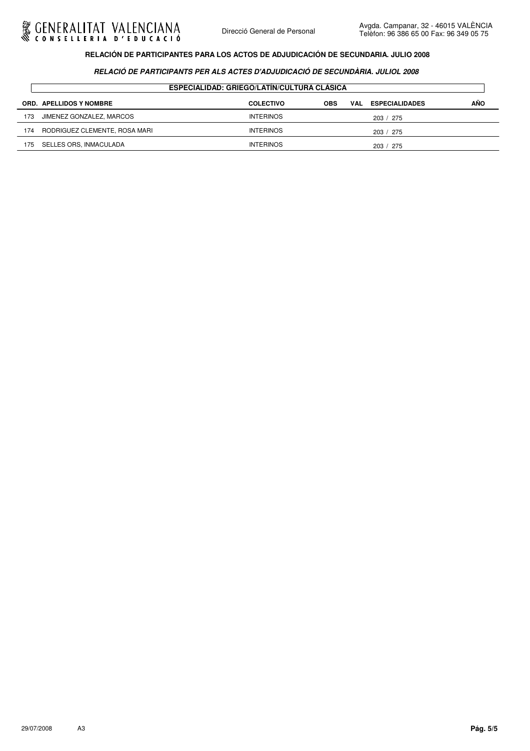**RELACIÓN DE PARTICIPANTES PARA LOS ACTOS DE ADJUDICACIÓN DE SECUNDARIA. JULIO 2008**

***RELACIÓ DE PARTICIPANTS PER ALS ACTES D'ADJUDICACIÓ DE SECUNDÀRIA. JULIOL 2008***

**ESPECIALIDAD: GRIEGO/LATÍN/CULTURA CLÁSICA**

| ORD. | APELLIDOS Y NOMBRE | COLECTIVO | OBS | VAL | ESPECIALIDADES | AÑO |
|---|---|---|---|---|---|---|
| 173 | JIMENEZ GONZALEZ, MARCOS | INTERINOS | | | 203 / 275 | |
| 174 | RODRIGUEZ CLEMENTE, ROSA MARI | INTERINOS | | | 203 / 275 | |
| 175 | SELLES ORS, INMACULADA | INTERINOS | | | 203 / 275 | |